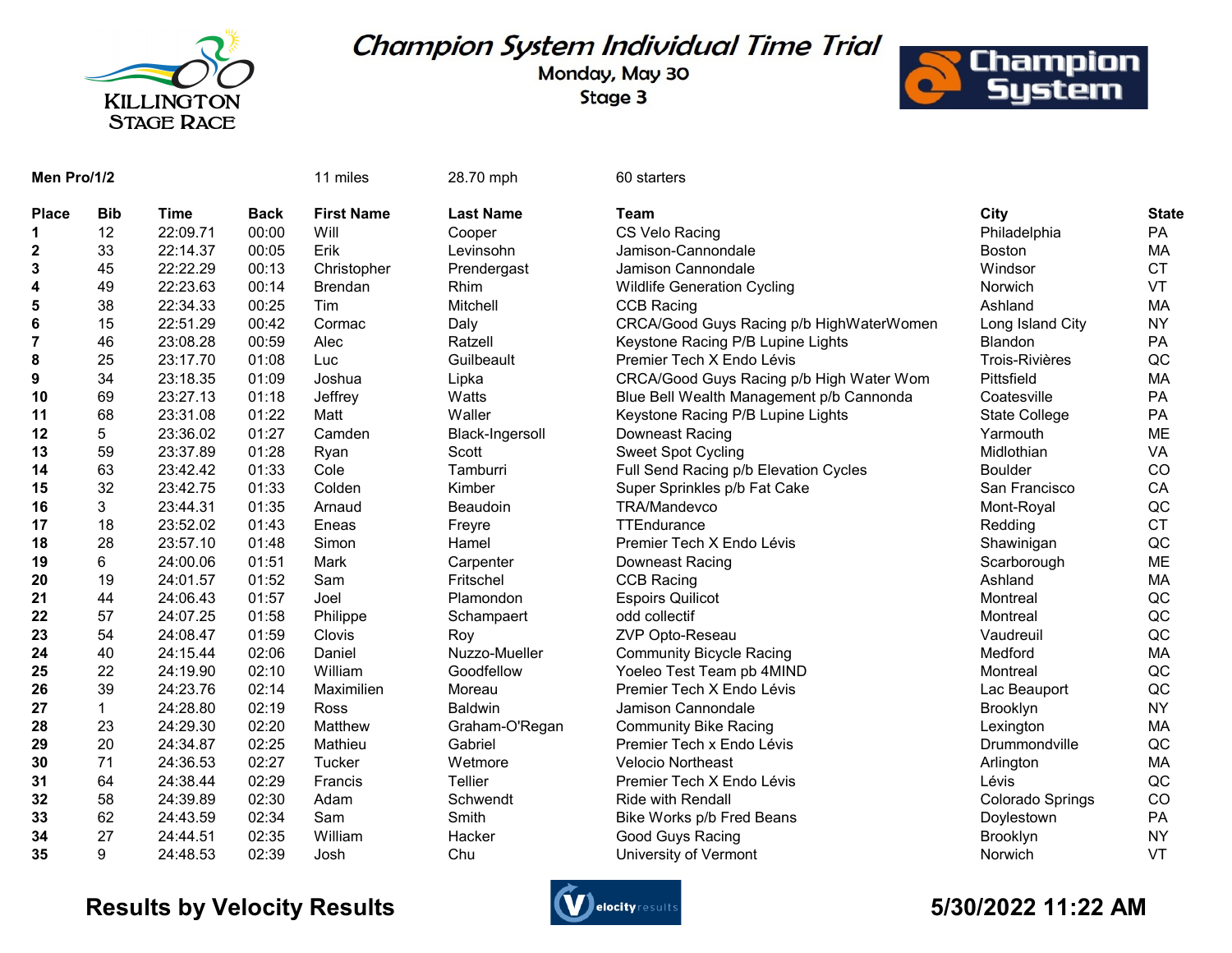KILLINGTON STAGE RACE

# Champion System Individual Time Trial

**Monday, May 30**

**Stage 3**

Champion System

**Men Pro/1/2** 11 miles 28.70 mph 60 starters

| Place | Bib | Time | Back | First Name | Last Name | Team | City | State |
|---|---|---|---|---|---|---|---|---|
| 1 | 12 | 22:09.71 | 00:00 | Will | Cooper | CS Velo Racing | Philadelphia | PA |
| 2 | 33 | 22:14.37 | 00:05 | Erik | Levinsohn | Jamison-Cannondale | Boston | MA |
| 3 | 45 | 22:22.29 | 00:13 | Christopher | Prendergast | Jamison Cannondale | Windsor | CT |
| 4 | 49 | 22:23.63 | 00:14 | Brendan | Rhim | Wildlife Generation Cycling | Norwich | VT |
| 5 | 38 | 22:34.33 | 00:25 | Tim | Mitchell | CCB Racing | Ashland | MA |
| 6 | 15 | 22:51.29 | 00:42 | Cormac | Daly | CRCA/Good Guys Racing p/b HighWaterWomen | Long Island City | NY |
| 7 | 46 | 23:08.28 | 00:59 | Alec | Ratzell | Keystone Racing P/B Lupine Lights | Blandon | PA |
| 8 | 25 | 23:17.70 | 01:08 | Luc | Guilbeault | Premier Tech X Endo Lévis | Trois-Rivières | QC |
| 9 | 34 | 23:18.35 | 01:09 | Joshua | Lipka | CRCA/Good Guys Racing p/b High Water Wom | Pittsfield | MA |
| 10 | 69 | 23:27.13 | 01:18 | Jeffrey | Watts | Blue Bell Wealth Management p/b Cannonda | Coatesville | PA |
| 11 | 68 | 23:31.08 | 01:22 | Matt | Waller | Keystone Racing P/B Lupine Lights | State College | PA |
| 12 | 5 | 23:36.02 | 01:27 | Camden | Black-Ingersoll | Downeast Racing | Yarmouth | ME |
| 13 | 59 | 23:37.89 | 01:28 | Ryan | Scott | Sweet Spot Cycling | Midlothian | VA |
| 14 | 63 | 23:42.42 | 01:33 | Cole | Tamburri | Full Send Racing p/b Elevation Cycles | Boulder | CO |
| 15 | 32 | 23:42.75 | 01:33 | Colden | Kimber | Super Sprinkles p/b Fat Cake | San Francisco | CA |
| 16 | 3 | 23:44.31 | 01:35 | Arnaud | Beaudoin | TRA/Mandevco | Mont-Royal | QC |
| 17 | 18 | 23:52.02 | 01:43 | Eneas | Freyre | TTEndurance | Redding | CT |
| 18 | 28 | 23:57.10 | 01:48 | Simon | Hamel | Premier Tech X Endo Lévis | Shawinigan | QC |
| 19 | 6 | 24:00.06 | 01:51 | Mark | Carpenter | Downeast Racing | Scarborough | ME |
| 20 | 19 | 24:01.57 | 01:52 | Sam | Fritschel | CCB Racing | Ashland | MA |
| 21 | 44 | 24:06.43 | 01:57 | Joel | Plamondon | Espoirs Quilicot | Montreal | QC |
| 22 | 57 | 24:07.25 | 01:58 | Philippe | Schampaert | odd collectif | Montreal | QC |
| 23 | 54 | 24:08.47 | 01:59 | Clovis | Roy | ZVP Opto-Reseau | Vaudreuil | QC |
| 24 | 40 | 24:15.44 | 02:06 | Daniel | Nuzzo-Mueller | Community Bicycle Racing | Medford | MA |
| 25 | 22 | 24:19.90 | 02:10 | William | Goodfellow | Yoeleo Test Team pb 4MIND | Montreal | QC |
| 26 | 39 | 24:23.76 | 02:14 | Maximilien | Moreau | Premier Tech X Endo Lévis | Lac Beauport | QC |
| 27 | 1 | 24:28.80 | 02:19 | Ross | Baldwin | Jamison Cannondale | Brooklyn | NY |
| 28 | 23 | 24:29.30 | 02:20 | Matthew | Graham-O'Regan | Community Bike Racing | Lexington | MA |
| 29 | 20 | 24:34.87 | 02:25 | Mathieu | Gabriel | Premier Tech x Endo Lévis | Drummondville | QC |
| 30 | 71 | 24:36.53 | 02:27 | Tucker | Wetmore | Velocio Northeast | Arlington | MA |
| 31 | 64 | 24:38.44 | 02:29 | Francis | Tellier | Premier Tech X Endo Lévis | Lévis | QC |
| 32 | 58 | 24:39.89 | 02:30 | Adam | Schwendt | Ride with Rendall | Colorado Springs | CO |
| 33 | 62 | 24:43.59 | 02:34 | Sam | Smith | Bike Works p/b Fred Beans | Doylestown | PA |
| 34 | 27 | 24:44.51 | 02:35 | William | Hacker | Good Guys Racing | Brooklyn | NY |
| 35 | 9 | 24:48.53 | 02:39 | Josh | Chu | University of Vermont | Norwich | VT |

**Results by Velocity Results** **5/30/2022 11:22 AM**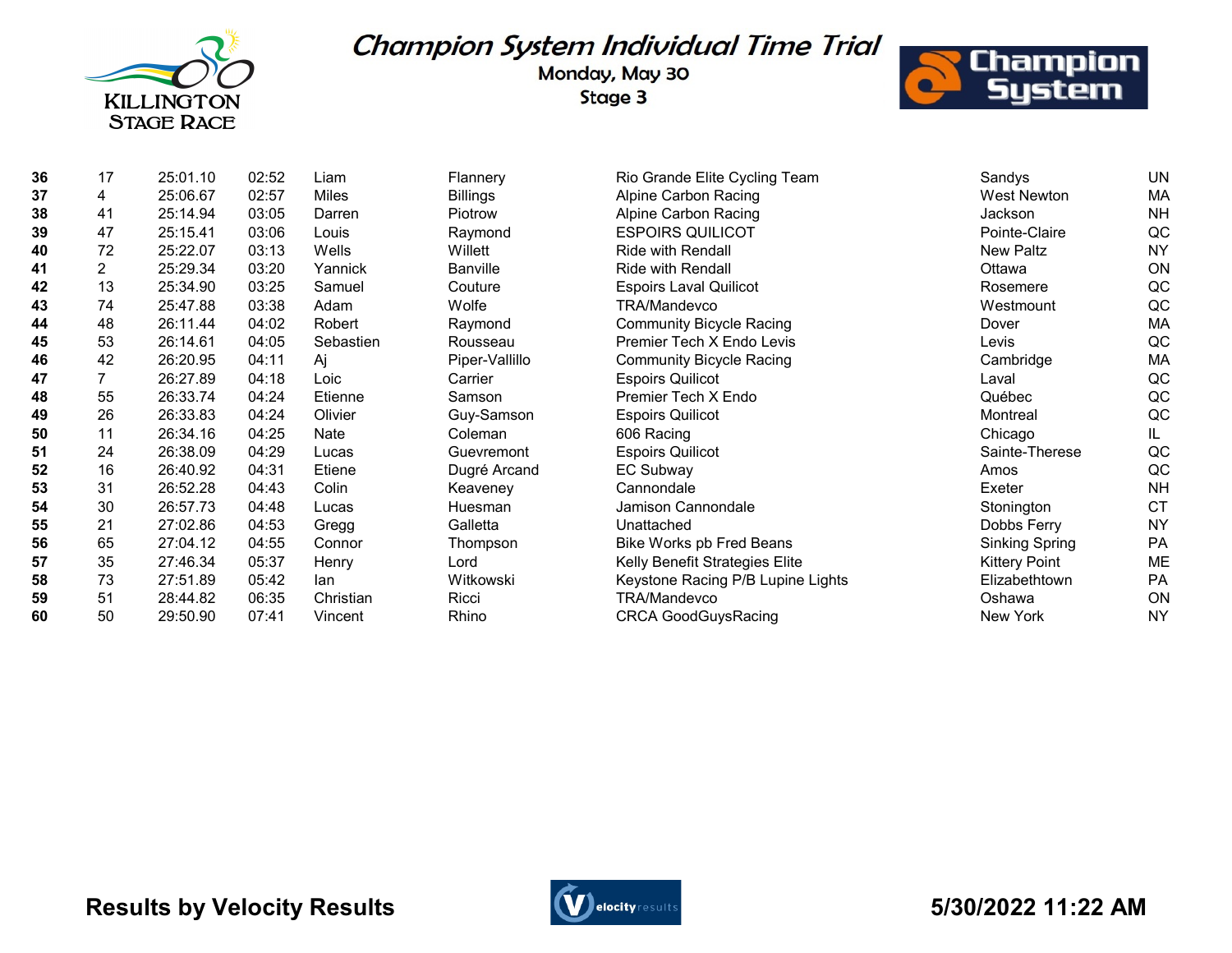# Champion System Individual Time Trial

Monday, May 30

Stage 3

KILLINGTON STAGE RACE

| | | | | | | | | |
|---|---|---|---|---|---|---|---|---|
| **36** | 17 | 25:01.10 | 02:52 | Liam | Flannery | Rio Grande Elite Cycling Team | Sandys | UN |
| **37** | 4 | 25:06.67 | 02:57 | Miles | Billings | Alpine Carbon Racing | West Newton | MA |
| **38** | 41 | 25:14.94 | 03:05 | Darren | Piotrow | Alpine Carbon Racing | Jackson | NH |
| **39** | 47 | 25:15.41 | 03:06 | Louis | Raymond | ESPOIRS QUILICOT | Pointe-Claire | QC |
| **40** | 72 | 25:22.07 | 03:13 | Wells | Willett | Ride with Rendall | New Paltz | NY |
| **41** | 2 | 25:29.34 | 03:20 | Yannick | Banville | Ride with Rendall | Ottawa | ON |
| **42** | 13 | 25:34.90 | 03:25 | Samuel | Couture | Espoirs Laval Quilicot | Rosemere | QC |
| **43** | 74 | 25:47.88 | 03:38 | Adam | Wolfe | TRA/Mandevco | Westmount | QC |
| **44** | 48 | 26:11.44 | 04:02 | Robert | Raymond | Community Bicycle Racing | Dover | MA |
| **45** | 53 | 26:14.61 | 04:05 | Sebastien | Rousseau | Premier Tech X Endo Levis | Levis | QC |
| **46** | 42 | 26:20.95 | 04:11 | Aj | Piper-Vallillo | Community Bicycle Racing | Cambridge | MA |
| **47** | 7 | 26:27.89 | 04:18 | Loic | Carrier | Espoirs Quilicot | Laval | QC |
| **48** | 55 | 26:33.74 | 04:24 | Etienne | Samson | Premier Tech X Endo | Québec | QC |
| **49** | 26 | 26:33.83 | 04:24 | Olivier | Guy-Samson | Espoirs Quilicot | Montreal | QC |
| **50** | 11 | 26:34.16 | 04:25 | Nate | Coleman | 606 Racing | Chicago | IL |
| **51** | 24 | 26:38.09 | 04:29 | Lucas | Guevremont | Espoirs Quilicot | Sainte-Therese | QC |
| **52** | 16 | 26:40.92 | 04:31 | Etiene | Dugré Arcand | EC Subway | Amos | QC |
| **53** | 31 | 26:52.28 | 04:43 | Colin | Keaveney | Cannondale | Exeter | NH |
| **54** | 30 | 26:57.73 | 04:48 | Lucas | Huesman | Jamison Cannondale | Stonington | CT |
| **55** | 21 | 27:02.86 | 04:53 | Gregg | Galletta | Unattached | Dobbs Ferry | NY |
| **56** | 65 | 27:04.12 | 04:55 | Connor | Thompson | Bike Works pb Fred Beans | Sinking Spring | PA |
| **57** | 35 | 27:46.34 | 05:37 | Henry | Lord | Kelly Benefit Strategies Elite | Kittery Point | ME |
| **58** | 73 | 27:51.89 | 05:42 | Ian | Witkowski | Keystone Racing P/B Lupine Lights | Elizabethtown | PA |
| **59** | 51 | 28:44.82 | 06:35 | Christian | Ricci | TRA/Mandevco | Oshawa | ON |
| **60** | 50 | 29:50.90 | 07:41 | Vincent | Rhino | CRCA GoodGuysRacing | New York | NY |

**Results by Velocity Results**

**5/30/2022 11:22 AM**